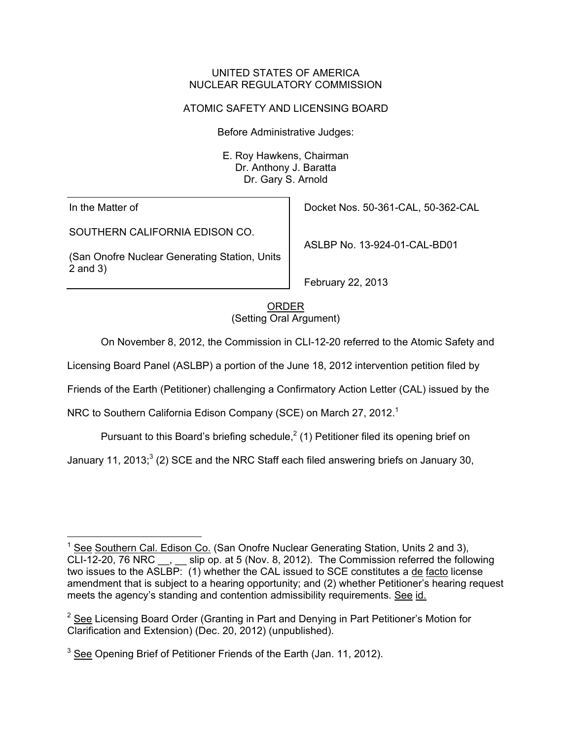UNITED STATES OF AMERICA
NUCLEAR REGULATORY COMMISSION

ATOMIC SAFETY AND LICENSING BOARD

Before Administrative Judges:

E. Roy Hawkens, Chairman
Dr. Anthony J. Baratta
Dr. Gary S. Arnold

| In the Matter of<br><br>SOUTHERN CALIFORNIA EDISON CO.<br><br>(San Onofre Nuclear Generating Station, Units 2 and 3) | Docket Nos. 50-361-CAL, 50-362-CAL<br><br>ASLBP No. 13-924-01-CAL-BD01<br><br>February 22, 2013 |
|---|---|

ORDER
(Setting Oral Argument)

On November 8, 2012, the Commission in CLI-12-20 referred to the Atomic Safety and Licensing Board Panel (ASLBP) a portion of the June 18, 2012 intervention petition filed by Friends of the Earth (Petitioner) challenging a Confirmatory Action Letter (CAL) issued by the NRC to Southern California Edison Company (SCE) on March 27, 2012.[1]

Pursuant to this Board's briefing schedule,[2] (1) Petitioner filed its opening brief on January 11, 2013;[3] (2) SCE and the NRC Staff each filed answering briefs on January 30,

---

[1] See Southern Cal. Edison Co. (San Onofre Nuclear Generating Station, Units 2 and 3), CLI-12-20, 76 NRC __, __ slip op. at 5 (Nov. 8, 2012). The Commission referred the following two issues to the ASLBP: (1) whether the CAL issued to SCE constitutes a de facto license amendment that is subject to a hearing opportunity; and (2) whether Petitioner's hearing request meets the agency's standing and contention admissibility requirements. See id.

[2] See Licensing Board Order (Granting in Part and Denying in Part Petitioner's Motion for Clarification and Extension) (Dec. 20, 2012) (unpublished).

[3] See Opening Brief of Petitioner Friends of the Earth (Jan. 11, 2012).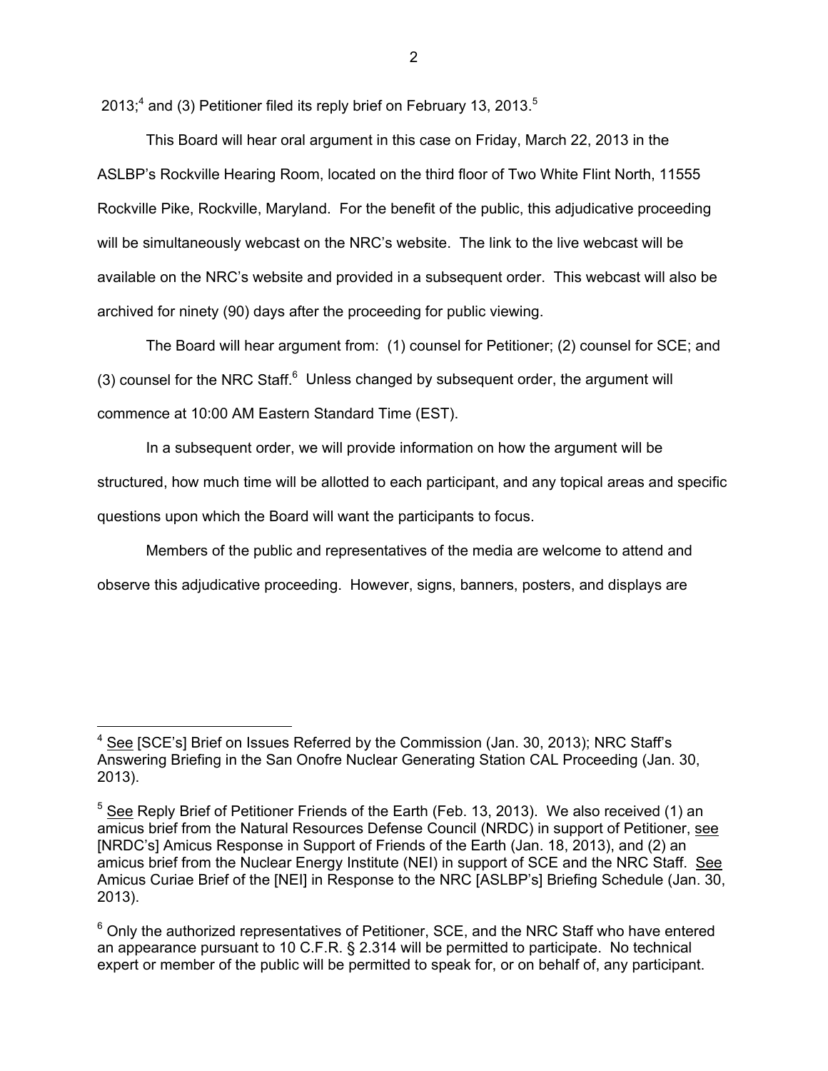2013;[4] and (3) Petitioner filed its reply brief on February 13, 2013.[5]

This Board will hear oral argument in this case on Friday, March 22, 2013 in the ASLBP's Rockville Hearing Room, located on the third floor of Two White Flint North, 11555 Rockville Pike, Rockville, Maryland. For the benefit of the public, this adjudicative proceeding will be simultaneously webcast on the NRC's website. The link to the live webcast will be available on the NRC's website and provided in a subsequent order. This webcast will also be archived for ninety (90) days after the proceeding for public viewing.

The Board will hear argument from: (1) counsel for Petitioner; (2) counsel for SCE; and (3) counsel for the NRC Staff.[6] Unless changed by subsequent order, the argument will commence at 10:00 AM Eastern Standard Time (EST).

In a subsequent order, we will provide information on how the argument will be structured, how much time will be allotted to each participant, and any topical areas and specific questions upon which the Board will want the participants to focus.

Members of the public and representatives of the media are welcome to attend and observe this adjudicative proceeding. However, signs, banners, posters, and displays are

---

[4] See [SCE's] Brief on Issues Referred by the Commission (Jan. 30, 2013); NRC Staff's Answering Briefing in the San Onofre Nuclear Generating Station CAL Proceeding (Jan. 30, 2013).

[5] See Reply Brief of Petitioner Friends of the Earth (Feb. 13, 2013). We also received (1) an amicus brief from the Natural Resources Defense Council (NRDC) in support of Petitioner, see [NRDC's] Amicus Response in Support of Friends of the Earth (Jan. 18, 2013), and (2) an amicus brief from the Nuclear Energy Institute (NEI) in support of SCE and the NRC Staff. See Amicus Curiae Brief of the [NEI] in Response to the NRC [ASLBP's] Briefing Schedule (Jan. 30, 2013).

[6] Only the authorized representatives of Petitioner, SCE, and the NRC Staff who have entered an appearance pursuant to 10 C.F.R. § 2.314 will be permitted to participate. No technical expert or member of the public will be permitted to speak for, or on behalf of, any participant.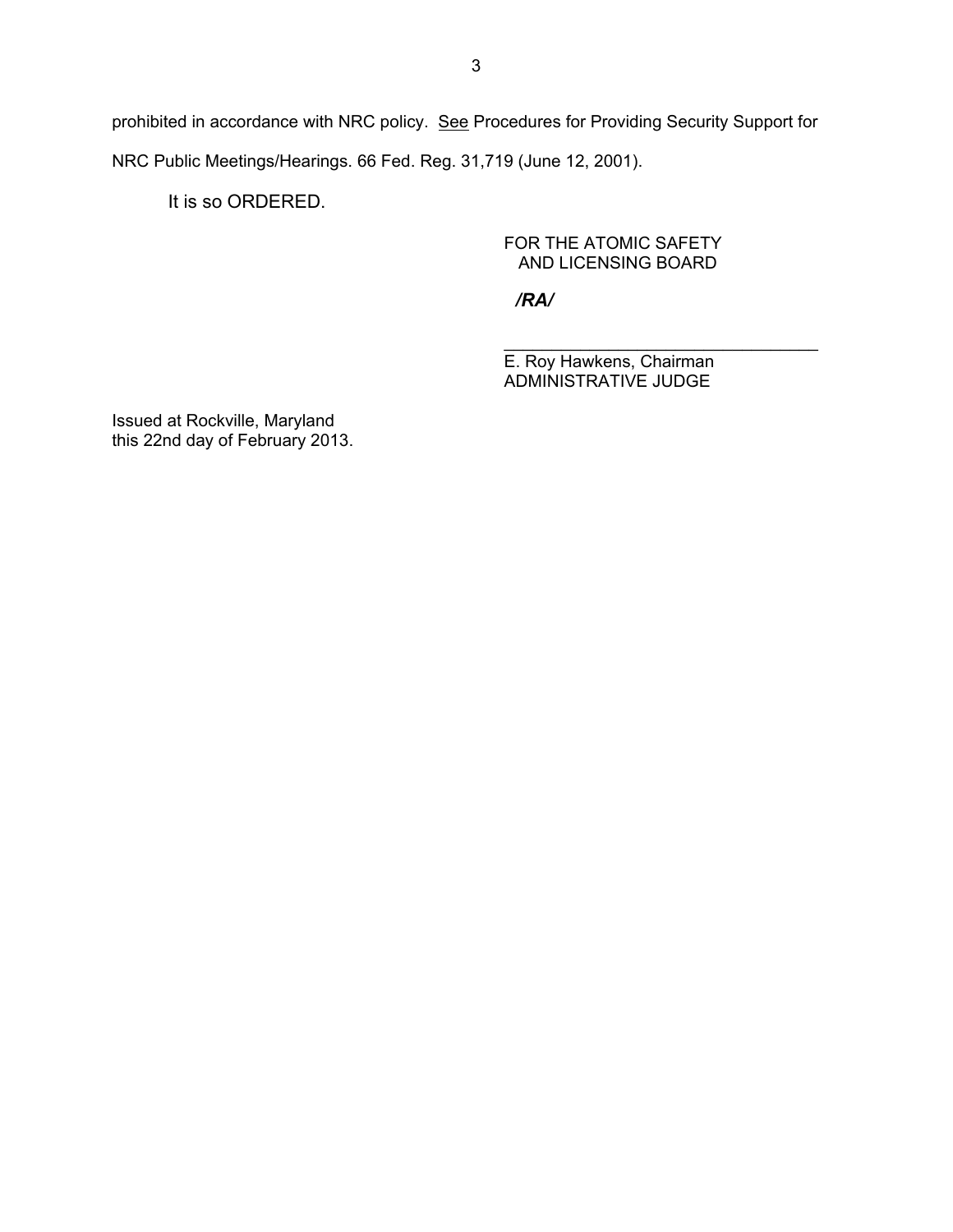prohibited in accordance with NRC policy. See Procedures for Providing Security Support for NRC Public Meetings/Hearings. 66 Fed. Reg. 31,719 (June 12, 2001).

It is so ORDERED.

FOR THE ATOMIC SAFETY
AND LICENSING BOARD

***/RA/***

\_\_\_\_\_\_\_\_\_\_\_\_\_\_\_\_\_\_\_\_\_\_\_\_\_\_\_\_\_\_\_\_\_\_
E. Roy Hawkens, Chairman
ADMINISTRATIVE JUDGE

Issued at Rockville, Maryland
this 22nd day of February 2013.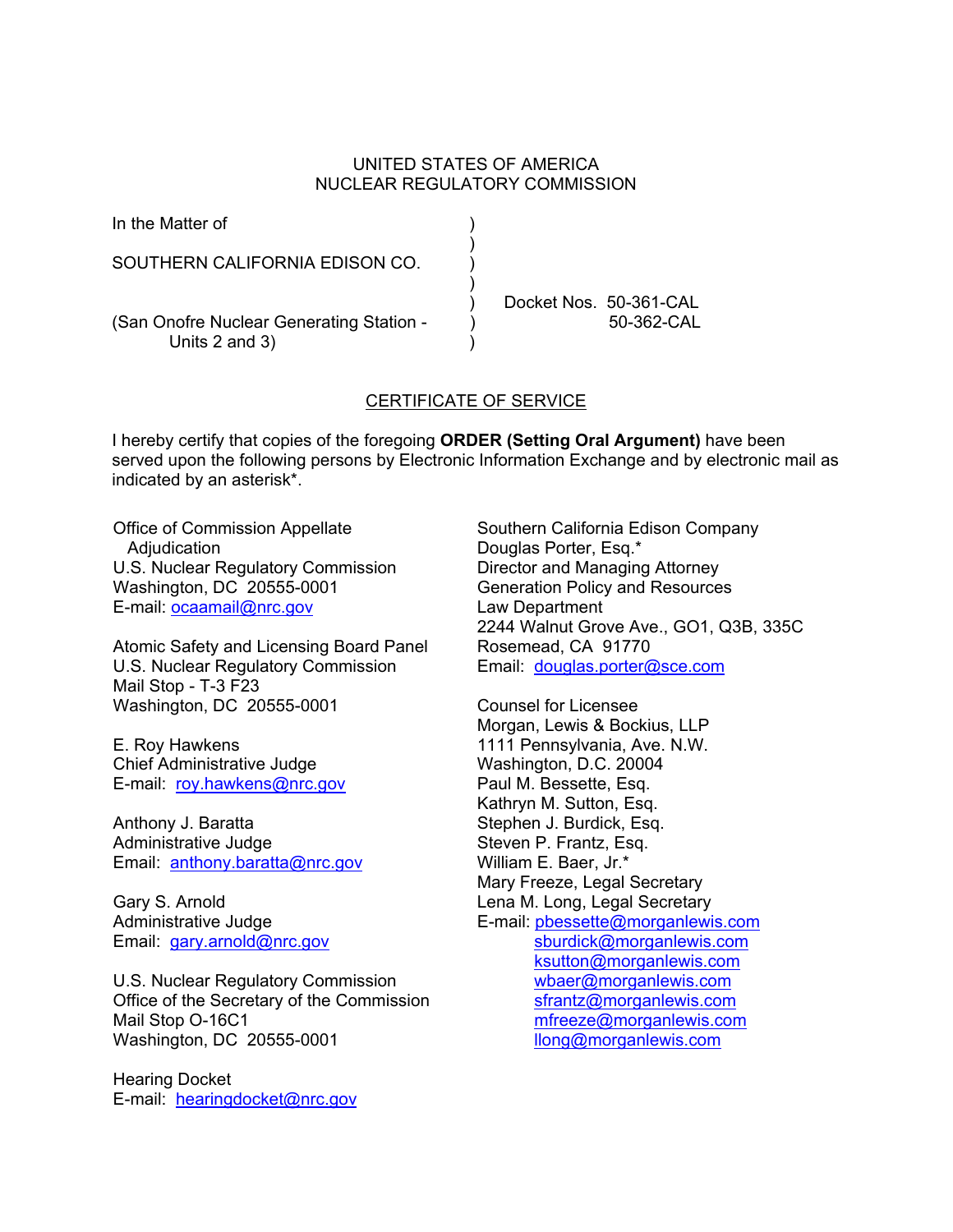UNITED STATES OF AMERICA
NUCLEAR REGULATORY COMMISSION

In the Matter of )
)
SOUTHERN CALIFORNIA EDISON CO. )
)
) Docket Nos. 50-361-CAL
(San Onofre Nuclear Generating Station - ) 50-362-CAL
Units 2 and 3) )

## CERTIFICATE OF SERVICE

I hereby certify that copies of the foregoing **ORDER (Setting Oral Argument)** have been served upon the following persons by Electronic Information Exchange and by electronic mail as indicated by an asterisk*.

Office of Commission Appellate Adjudication
U.S. Nuclear Regulatory Commission
Washington, DC 20555-0001
E-mail: ocaamail@nrc.gov

Atomic Safety and Licensing Board Panel
U.S. Nuclear Regulatory Commission
Mail Stop - T-3 F23
Washington, DC 20555-0001

E. Roy Hawkens
Chief Administrative Judge
E-mail: roy.hawkens@nrc.gov

Anthony J. Baratta
Administrative Judge
Email: anthony.baratta@nrc.gov

Gary S. Arnold
Administrative Judge
Email: gary.arnold@nrc.gov

U.S. Nuclear Regulatory Commission
Office of the Secretary of the Commission
Mail Stop O-16C1
Washington, DC 20555-0001

Hearing Docket
E-mail: hearingdocket@nrc.gov

Southern California Edison Company
Douglas Porter, Esq.*
Director and Managing Attorney
Generation Policy and Resources
Law Department
2244 Walnut Grove Ave., GO1, Q3B, 335C
Rosemead, CA 91770
Email: douglas.porter@sce.com

Counsel for Licensee
Morgan, Lewis & Bockius, LLP
1111 Pennsylvania, Ave. N.W.
Washington, D.C. 20004
Paul M. Bessette, Esq.
Kathryn M. Sutton, Esq.
Stephen J. Burdick, Esq.
Steven P. Frantz, Esq.
William E. Baer, Jr.*
Mary Freeze, Legal Secretary
Lena M. Long, Legal Secretary
E-mail: pbessette@morganlewis.com
sburdick@morganlewis.com
ksutton@morganlewis.com
wbaer@morganlewis.com
sfrantz@morganlewis.com
mfreeze@morganlewis.com
llong@morganlewis.com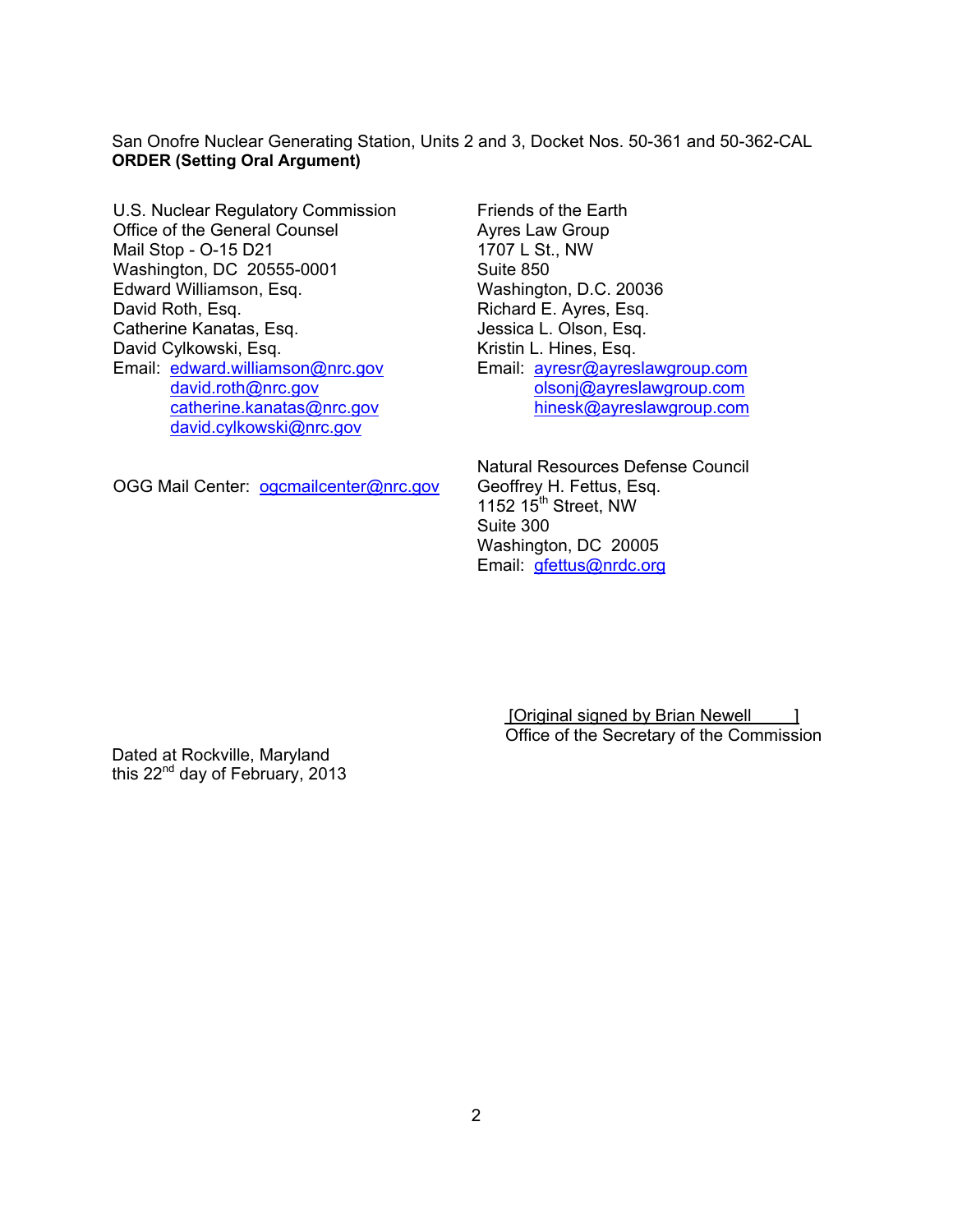San Onofre Nuclear Generating Station, Units 2 and 3, Docket Nos. 50-361 and 50-362-CAL
**ORDER (Setting Oral Argument)**

U.S. Nuclear Regulatory Commission
Office of the General Counsel
Mail Stop - O-15 D21
Washington, DC 20555-0001
Edward Williamson, Esq.
David Roth, Esq.
Catherine Kanatas, Esq.
David Cylkowski, Esq.
Email: edward.williamson@nrc.gov
david.roth@nrc.gov
catherine.kanatas@nrc.gov
david.cylkowski@nrc.gov

OGG Mail Center: ogcmailcenter@nrc.gov

Friends of the Earth
Ayres Law Group
1707 L St., NW
Suite 850
Washington, D.C. 20036
Richard E. Ayres, Esq.
Jessica L. Olson, Esq.
Kristin L. Hines, Esq.
Email: ayresr@ayreslawgroup.com
olsonj@ayreslawgroup.com
hinesk@ayreslawgroup.com

Natural Resources Defense Council
Geoffrey H. Fettus, Esq.
1152 15th Street, NW
Suite 300
Washington, DC 20005
Email: gfettus@nrdc.org

[Original signed by Brian Newell ]
Office of the Secretary of the Commission

Dated at Rockville, Maryland
this 22nd day of February, 2013